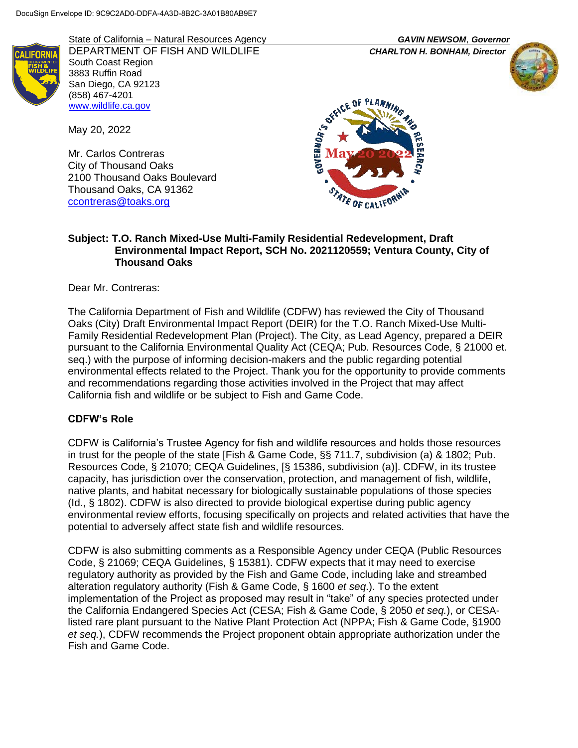DocuSign Envelope ID: 9C9C2AD0-DDFA-4A3D-8B2C-3A01B80AB9E7

State of California – Natural Resources Agency
DEPARTMENT OF FISH AND WILDLIFE
South Coast Region
3883 Ruffin Road
San Diego, CA 92123
(858) 467-4201
www.wildlife.ca.gov

*GAVIN NEWSOM, Governor*
*CHARLTON H. BONHAM, Director*

GOVERNOR'S OFFICE OF PLANNING AND RESEARCH
May 20 2022
STATE OF CALIFORNIA

May 20, 2022

Mr. Carlos Contreras
City of Thousand Oaks
2100 Thousand Oaks Boulevard
Thousand Oaks, CA 91362
ccontreras@toaks.org

**Subject: T.O. Ranch Mixed-Use Multi-Family Residential Redevelopment, Draft Environmental Impact Report, SCH No. 2021120559; Ventura County, City of Thousand Oaks**

Dear Mr. Contreras:

The California Department of Fish and Wildlife (CDFW) has reviewed the City of Thousand Oaks (City) Draft Environmental Impact Report (DEIR) for the T.O. Ranch Mixed-Use Multi-Family Residential Redevelopment Plan (Project). The City, as Lead Agency, prepared a DEIR pursuant to the California Environmental Quality Act (CEQA; Pub. Resources Code, § 21000 et. seq.) with the purpose of informing decision-makers and the public regarding potential environmental effects related to the Project. Thank you for the opportunity to provide comments and recommendations regarding those activities involved in the Project that may affect California fish and wildlife or be subject to Fish and Game Code.

**CDFW's Role**

CDFW is California's Trustee Agency for fish and wildlife resources and holds those resources in trust for the people of the state [Fish & Game Code, §§ 711.7, subdivision (a) & 1802; Pub. Resources Code, § 21070; CEQA Guidelines, [§ 15386, subdivision (a)]. CDFW, in its trustee capacity, has jurisdiction over the conservation, protection, and management of fish, wildlife, native plants, and habitat necessary for biologically sustainable populations of those species (Id., § 1802). CDFW is also directed to provide biological expertise during public agency environmental review efforts, focusing specifically on projects and related activities that have the potential to adversely affect state fish and wildlife resources.

CDFW is also submitting comments as a Responsible Agency under CEQA (Public Resources Code, § 21069; CEQA Guidelines, § 15381). CDFW expects that it may need to exercise regulatory authority as provided by the Fish and Game Code, including lake and streambed alteration regulatory authority (Fish & Game Code, § 1600 *et seq*.). To the extent implementation of the Project as proposed may result in "take" of any species protected under the California Endangered Species Act (CESA; Fish & Game Code, § 2050 *et seq.*), or CESA-listed rare plant pursuant to the Native Plant Protection Act (NPPA; Fish & Game Code, §1900 *et seq.*), CDFW recommends the Project proponent obtain appropriate authorization under the Fish and Game Code.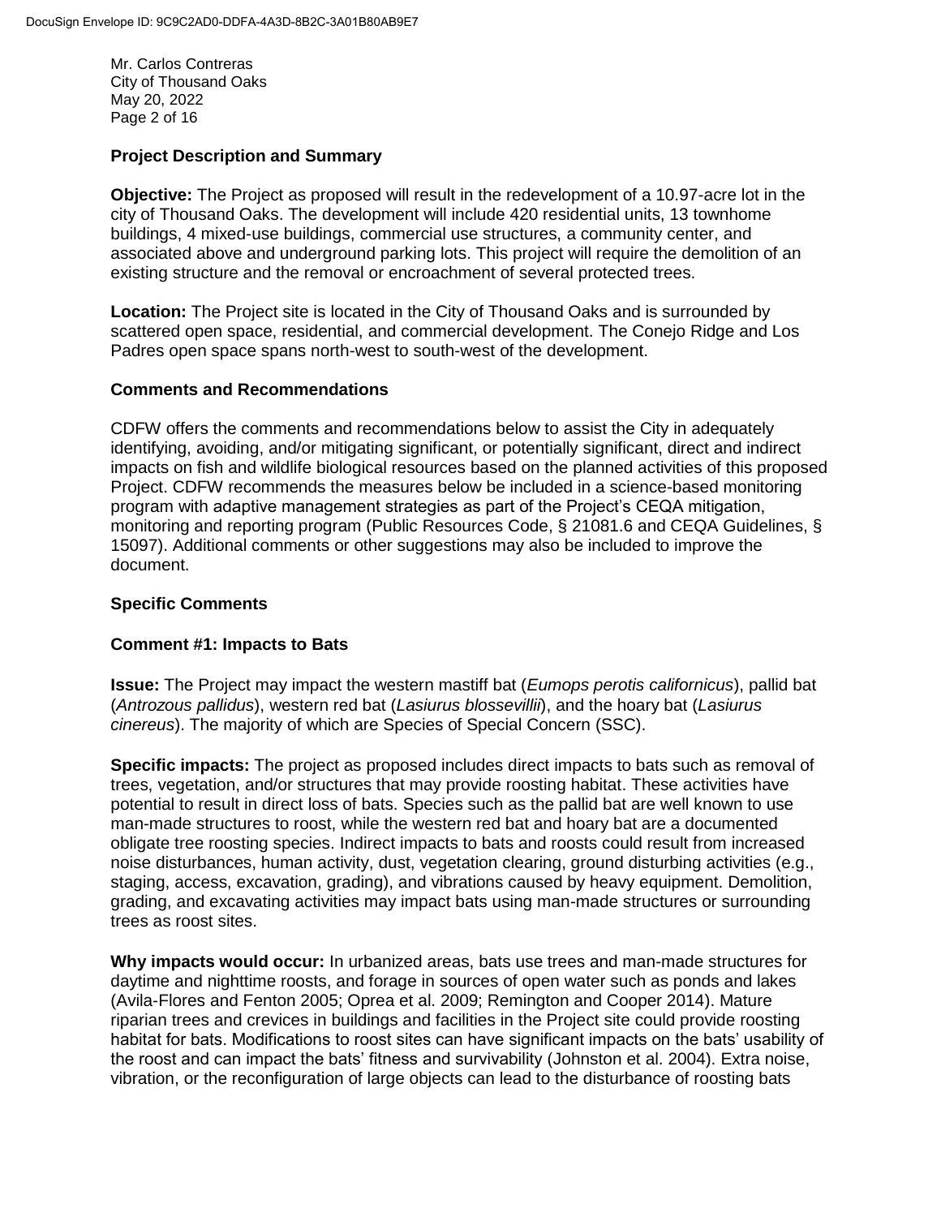**Project Description and Summary**

**Objective:** The Project as proposed will result in the redevelopment of a 10.97-acre lot in the city of Thousand Oaks. The development will include 420 residential units, 13 townhome buildings, 4 mixed-use buildings, commercial use structures, a community center, and associated above and underground parking lots. This project will require the demolition of an existing structure and the removal or encroachment of several protected trees.

**Location:** The Project site is located in the City of Thousand Oaks and is surrounded by scattered open space, residential, and commercial development. The Conejo Ridge and Los Padres open space spans north-west to south-west of the development.

**Comments and Recommendations**

CDFW offers the comments and recommendations below to assist the City in adequately identifying, avoiding, and/or mitigating significant, or potentially significant, direct and indirect impacts on fish and wildlife biological resources based on the planned activities of this proposed Project. CDFW recommends the measures below be included in a science-based monitoring program with adaptive management strategies as part of the Project's CEQA mitigation, monitoring and reporting program (Public Resources Code, § 21081.6 and CEQA Guidelines, § 15097). Additional comments or other suggestions may also be included to improve the document.

**Specific Comments**

**Comment #1: Impacts to Bats**

**Issue:** The Project may impact the western mastiff bat (*Eumops perotis californicus*), pallid bat (*Antrozous pallidus*), western red bat (*Lasiurus blossevillii*), and the hoary bat (*Lasiurus cinereus*). The majority of which are Species of Special Concern (SSC).

**Specific impacts:** The project as proposed includes direct impacts to bats such as removal of trees, vegetation, and/or structures that may provide roosting habitat. These activities have potential to result in direct loss of bats. Species such as the pallid bat are well known to use man-made structures to roost, while the western red bat and hoary bat are a documented obligate tree roosting species. Indirect impacts to bats and roosts could result from increased noise disturbances, human activity, dust, vegetation clearing, ground disturbing activities (e.g., staging, access, excavation, grading), and vibrations caused by heavy equipment. Demolition, grading, and excavating activities may impact bats using man-made structures or surrounding trees as roost sites.

**Why impacts would occur:** In urbanized areas, bats use trees and man-made structures for daytime and nighttime roosts, and forage in sources of open water such as ponds and lakes (Avila-Flores and Fenton 2005; Oprea et al. 2009; Remington and Cooper 2014). Mature riparian trees and crevices in buildings and facilities in the Project site could provide roosting habitat for bats. Modifications to roost sites can have significant impacts on the bats' usability of the roost and can impact the bats' fitness and survivability (Johnston et al. 2004). Extra noise, vibration, or the reconfiguration of large objects can lead to the disturbance of roosting bats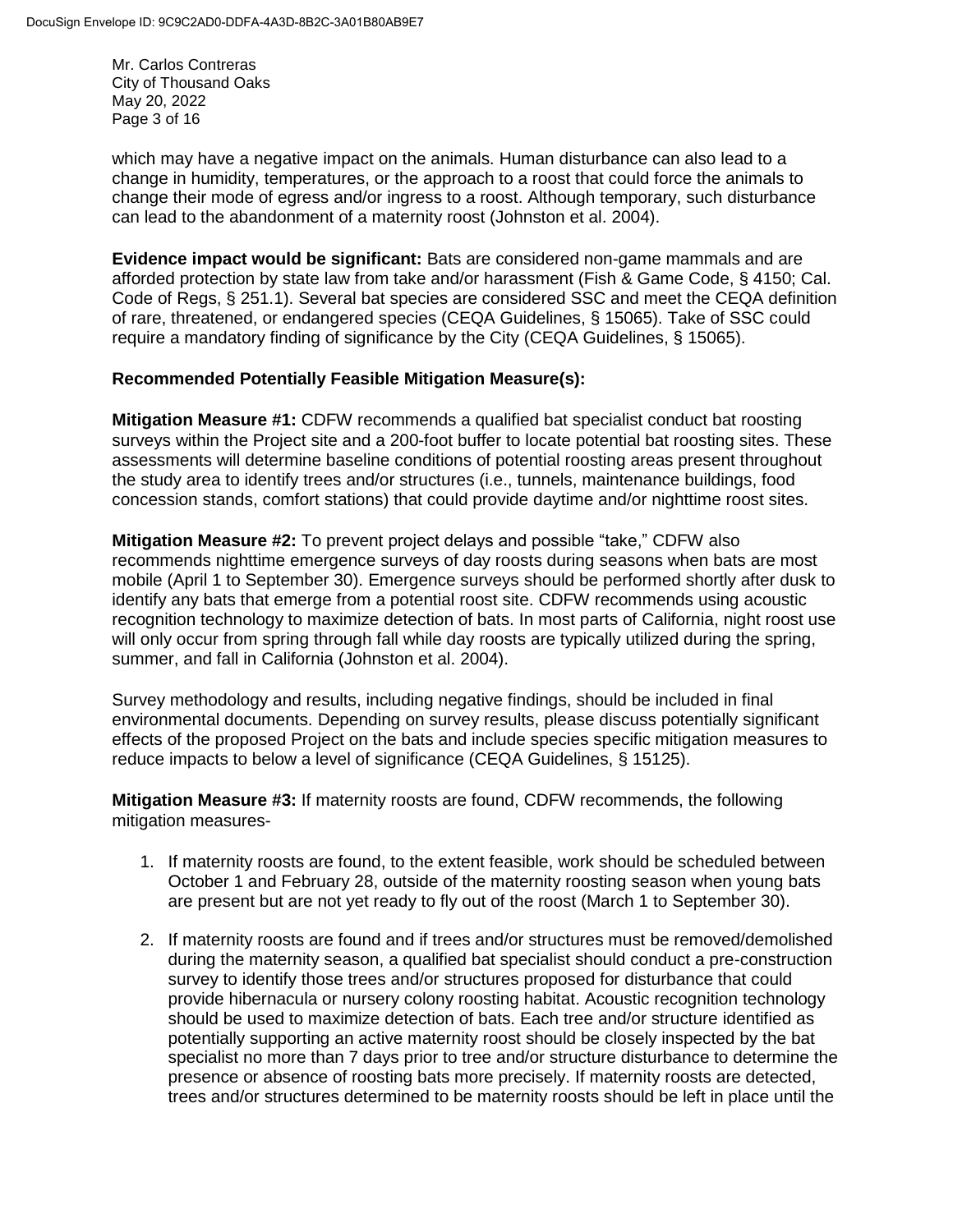which may have a negative impact on the animals. Human disturbance can also lead to a change in humidity, temperatures, or the approach to a roost that could force the animals to change their mode of egress and/or ingress to a roost. Although temporary, such disturbance can lead to the abandonment of a maternity roost (Johnston et al. 2004).

**Evidence impact would be significant:** Bats are considered non-game mammals and are afforded protection by state law from take and/or harassment (Fish & Game Code, § 4150; Cal. Code of Regs, § 251.1). Several bat species are considered SSC and meet the CEQA definition of rare, threatened, or endangered species (CEQA Guidelines, § 15065). Take of SSC could require a mandatory finding of significance by the City (CEQA Guidelines, § 15065).

**Recommended Potentially Feasible Mitigation Measure(s):**

**Mitigation Measure #1:** CDFW recommends a qualified bat specialist conduct bat roosting surveys within the Project site and a 200-foot buffer to locate potential bat roosting sites. These assessments will determine baseline conditions of potential roosting areas present throughout the study area to identify trees and/or structures (i.e., tunnels, maintenance buildings, food concession stands, comfort stations) that could provide daytime and/or nighttime roost sites.

**Mitigation Measure #2:** To prevent project delays and possible "take," CDFW also recommends nighttime emergence surveys of day roosts during seasons when bats are most mobile (April 1 to September 30). Emergence surveys should be performed shortly after dusk to identify any bats that emerge from a potential roost site. CDFW recommends using acoustic recognition technology to maximize detection of bats. In most parts of California, night roost use will only occur from spring through fall while day roosts are typically utilized during the spring, summer, and fall in California (Johnston et al. 2004).

Survey methodology and results, including negative findings, should be included in final environmental documents. Depending on survey results, please discuss potentially significant effects of the proposed Project on the bats and include species specific mitigation measures to reduce impacts to below a level of significance (CEQA Guidelines, § 15125).

**Mitigation Measure #3:** If maternity roosts are found, CDFW recommends, the following mitigation measures-

1. If maternity roosts are found, to the extent feasible, work should be scheduled between October 1 and February 28, outside of the maternity roosting season when young bats are present but are not yet ready to fly out of the roost (March 1 to September 30).

2. If maternity roosts are found and if trees and/or structures must be removed/demolished during the maternity season, a qualified bat specialist should conduct a pre-construction survey to identify those trees and/or structures proposed for disturbance that could provide hibernacula or nursery colony roosting habitat. Acoustic recognition technology should be used to maximize detection of bats. Each tree and/or structure identified as potentially supporting an active maternity roost should be closely inspected by the bat specialist no more than 7 days prior to tree and/or structure disturbance to determine the presence or absence of roosting bats more precisely. If maternity roosts are detected, trees and/or structures determined to be maternity roosts should be left in place until the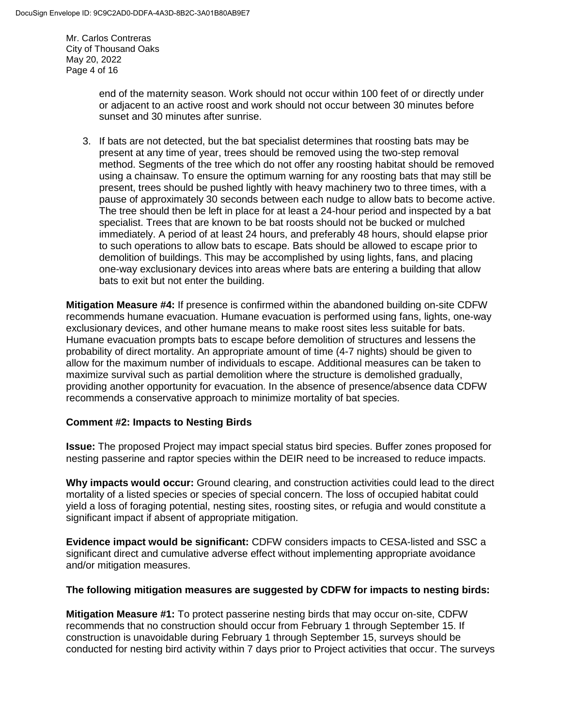end of the maternity season. Work should not occur within 100 feet of or directly under or adjacent to an active roost and work should not occur between 30 minutes before sunset and 30 minutes after sunrise.

3. If bats are not detected, but the bat specialist determines that roosting bats may be present at any time of year, trees should be removed using the two-step removal method. Segments of the tree which do not offer any roosting habitat should be removed using a chainsaw. To ensure the optimum warning for any roosting bats that may still be present, trees should be pushed lightly with heavy machinery two to three times, with a pause of approximately 30 seconds between each nudge to allow bats to become active. The tree should then be left in place for at least a 24-hour period and inspected by a bat specialist. Trees that are known to be bat roosts should not be bucked or mulched immediately. A period of at least 24 hours, and preferably 48 hours, should elapse prior to such operations to allow bats to escape. Bats should be allowed to escape prior to demolition of buildings. This may be accomplished by using lights, fans, and placing one-way exclusionary devices into areas where bats are entering a building that allow bats to exit but not enter the building.

**Mitigation Measure #4:** If presence is confirmed within the abandoned building on-site CDFW recommends humane evacuation. Humane evacuation is performed using fans, lights, one-way exclusionary devices, and other humane means to make roost sites less suitable for bats. Humane evacuation prompts bats to escape before demolition of structures and lessens the probability of direct mortality. An appropriate amount of time (4-7 nights) should be given to allow for the maximum number of individuals to escape. Additional measures can be taken to maximize survival such as partial demolition where the structure is demolished gradually, providing another opportunity for evacuation. In the absence of presence/absence data CDFW recommends a conservative approach to minimize mortality of bat species.

**Comment #2: Impacts to Nesting Birds**

**Issue:** The proposed Project may impact special status bird species. Buffer zones proposed for nesting passerine and raptor species within the DEIR need to be increased to reduce impacts.

**Why impacts would occur:** Ground clearing, and construction activities could lead to the direct mortality of a listed species or species of special concern. The loss of occupied habitat could yield a loss of foraging potential, nesting sites, roosting sites, or refugia and would constitute a significant impact if absent of appropriate mitigation.

**Evidence impact would be significant:** CDFW considers impacts to CESA-listed and SSC a significant direct and cumulative adverse effect without implementing appropriate avoidance and/or mitigation measures.

**The following mitigation measures are suggested by CDFW for impacts to nesting birds:**

**Mitigation Measure #1:** To protect passerine nesting birds that may occur on-site, CDFW recommends that no construction should occur from February 1 through September 15. If construction is unavoidable during February 1 through September 15, surveys should be conducted for nesting bird activity within 7 days prior to Project activities that occur. The surveys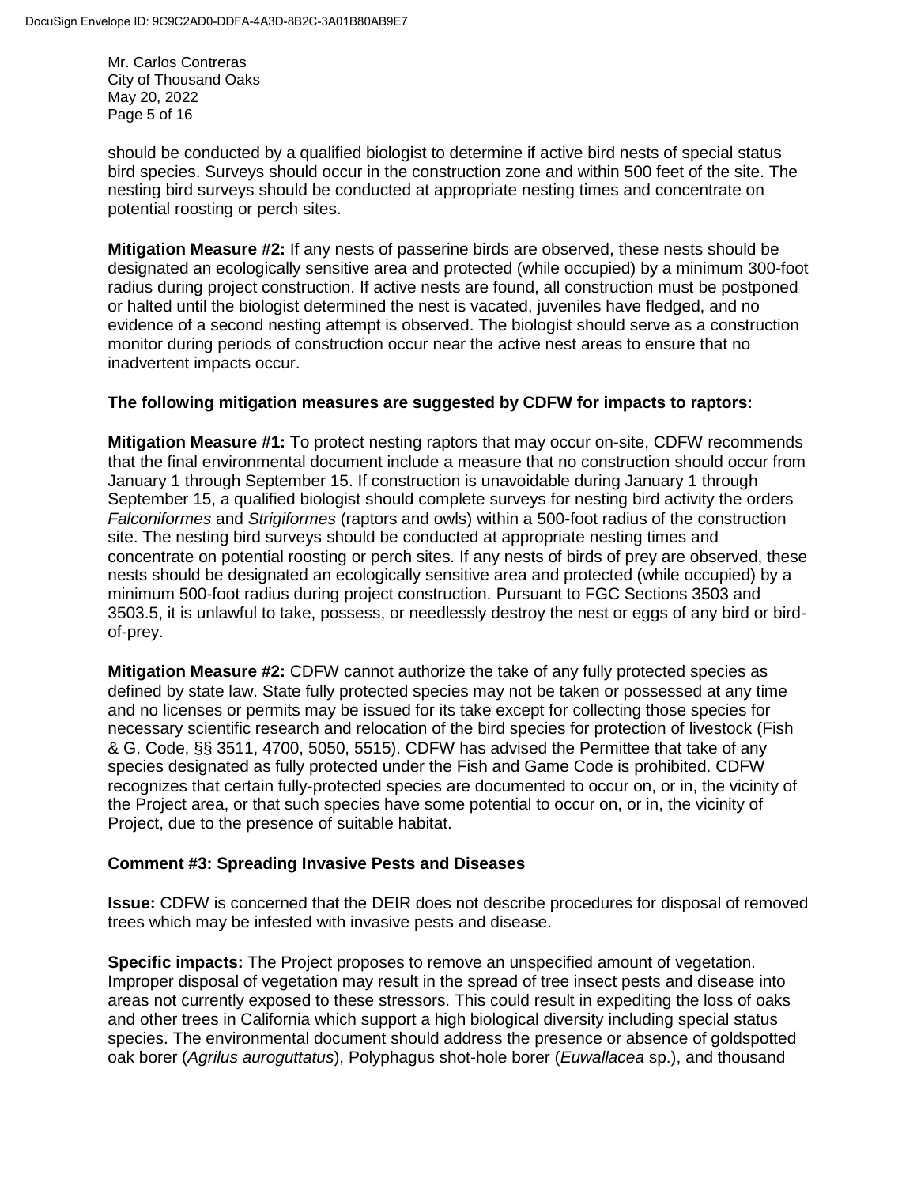should be conducted by a qualified biologist to determine if active bird nests of special status bird species. Surveys should occur in the construction zone and within 500 feet of the site. The nesting bird surveys should be conducted at appropriate nesting times and concentrate on potential roosting or perch sites.

**Mitigation Measure #2:** If any nests of passerine birds are observed, these nests should be designated an ecologically sensitive area and protected (while occupied) by a minimum 300-foot radius during project construction. If active nests are found, all construction must be postponed or halted until the biologist determined the nest is vacated, juveniles have fledged, and no evidence of a second nesting attempt is observed. The biologist should serve as a construction monitor during periods of construction occur near the active nest areas to ensure that no inadvertent impacts occur.

**The following mitigation measures are suggested by CDFW for impacts to raptors:**

**Mitigation Measure #1:** To protect nesting raptors that may occur on-site, CDFW recommends that the final environmental document include a measure that no construction should occur from January 1 through September 15. If construction is unavoidable during January 1 through September 15, a qualified biologist should complete surveys for nesting bird activity the orders *Falconiformes* and *Strigiformes* (raptors and owls) within a 500-foot radius of the construction site. The nesting bird surveys should be conducted at appropriate nesting times and concentrate on potential roosting or perch sites. If any nests of birds of prey are observed, these nests should be designated an ecologically sensitive area and protected (while occupied) by a minimum 500-foot radius during project construction. Pursuant to FGC Sections 3503 and 3503.5, it is unlawful to take, possess, or needlessly destroy the nest or eggs of any bird or bird-of-prey.

**Mitigation Measure #2:** CDFW cannot authorize the take of any fully protected species as defined by state law. State fully protected species may not be taken or possessed at any time and no licenses or permits may be issued for its take except for collecting those species for necessary scientific research and relocation of the bird species for protection of livestock (Fish & G. Code, §§ 3511, 4700, 5050, 5515). CDFW has advised the Permittee that take of any species designated as fully protected under the Fish and Game Code is prohibited. CDFW recognizes that certain fully-protected species are documented to occur on, or in, the vicinity of the Project area, or that such species have some potential to occur on, or in, the vicinity of Project, due to the presence of suitable habitat.

**Comment #3: Spreading Invasive Pests and Diseases**

**Issue:** CDFW is concerned that the DEIR does not describe procedures for disposal of removed trees which may be infested with invasive pests and disease.

**Specific impacts:** The Project proposes to remove an unspecified amount of vegetation. Improper disposal of vegetation may result in the spread of tree insect pests and disease into areas not currently exposed to these stressors. This could result in expediting the loss of oaks and other trees in California which support a high biological diversity including special status species. The environmental document should address the presence or absence of goldspotted oak borer (*Agrilus auroguttatus*), Polyphagus shot-hole borer (*Euwallacea* sp.), and thousand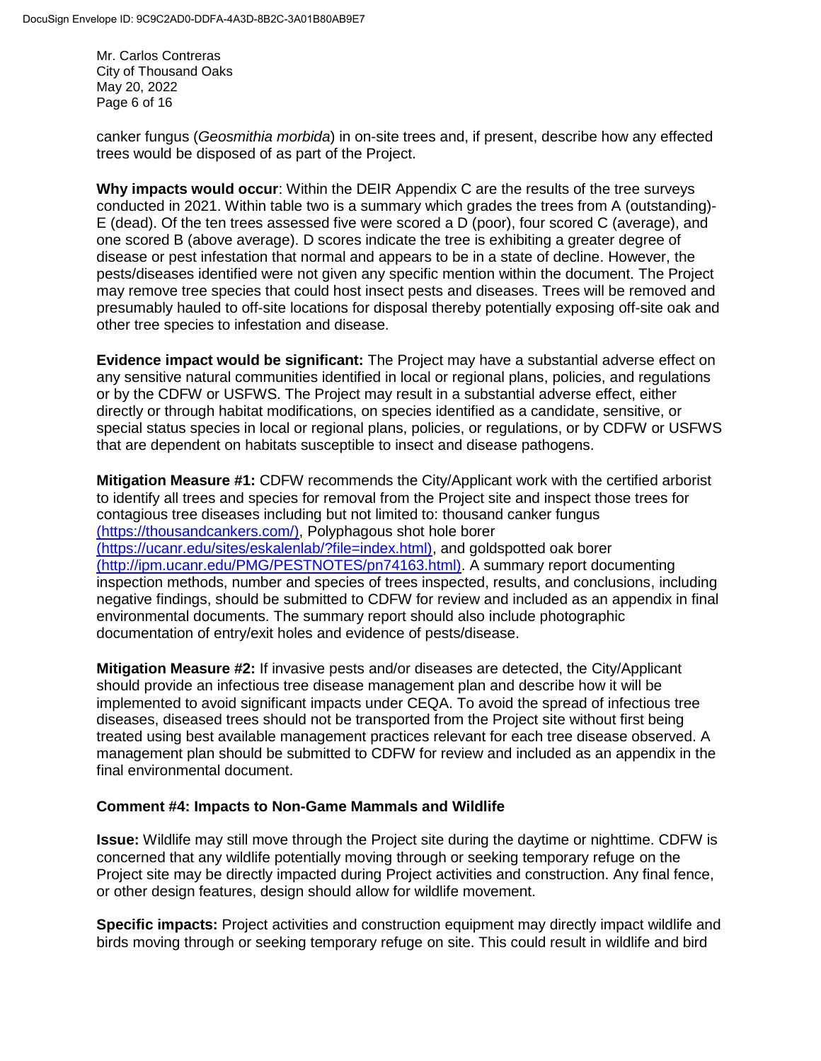canker fungus (*Geosmithia morbida*) in on-site trees and, if present, describe how any effected trees would be disposed of as part of the Project.

**Why impacts would occur**: Within the DEIR Appendix C are the results of the tree surveys conducted in 2021. Within table two is a summary which grades the trees from A (outstanding)-E (dead). Of the ten trees assessed five were scored a D (poor), four scored C (average), and one scored B (above average). D scores indicate the tree is exhibiting a greater degree of disease or pest infestation that normal and appears to be in a state of decline. However, the pests/diseases identified were not given any specific mention within the document. The Project may remove tree species that could host insect pests and diseases. Trees will be removed and presumably hauled to off-site locations for disposal thereby potentially exposing off-site oak and other tree species to infestation and disease.

**Evidence impact would be significant:** The Project may have a substantial adverse effect on any sensitive natural communities identified in local or regional plans, policies, and regulations or by the CDFW or USFWS. The Project may result in a substantial adverse effect, either directly or through habitat modifications, on species identified as a candidate, sensitive, or special status species in local or regional plans, policies, or regulations, or by CDFW or USFWS that are dependent on habitats susceptible to insect and disease pathogens.

**Mitigation Measure #1:** CDFW recommends the City/Applicant work with the certified arborist to identify all trees and species for removal from the Project site and inspect those trees for contagious tree diseases including but not limited to: thousand canker fungus (https://thousandcankers.com/), Polyphagous shot hole borer (https://ucanr.edu/sites/eskalenlab/?file=index.html), and goldspotted oak borer (http://ipm.ucanr.edu/PMG/PESTNOTES/pn74163.html). A summary report documenting inspection methods, number and species of trees inspected, results, and conclusions, including negative findings, should be submitted to CDFW for review and included as an appendix in final environmental documents. The summary report should also include photographic documentation of entry/exit holes and evidence of pests/disease.

**Mitigation Measure #2:** If invasive pests and/or diseases are detected, the City/Applicant should provide an infectious tree disease management plan and describe how it will be implemented to avoid significant impacts under CEQA. To avoid the spread of infectious tree diseases, diseased trees should not be transported from the Project site without first being treated using best available management practices relevant for each tree disease observed. A management plan should be submitted to CDFW for review and included as an appendix in the final environmental document.

**Comment #4: Impacts to Non-Game Mammals and Wildlife**

**Issue:** Wildlife may still move through the Project site during the daytime or nighttime. CDFW is concerned that any wildlife potentially moving through or seeking temporary refuge on the Project site may be directly impacted during Project activities and construction. Any final fence, or other design features, design should allow for wildlife movement.

**Specific impacts:** Project activities and construction equipment may directly impact wildlife and birds moving through or seeking temporary refuge on site. This could result in wildlife and bird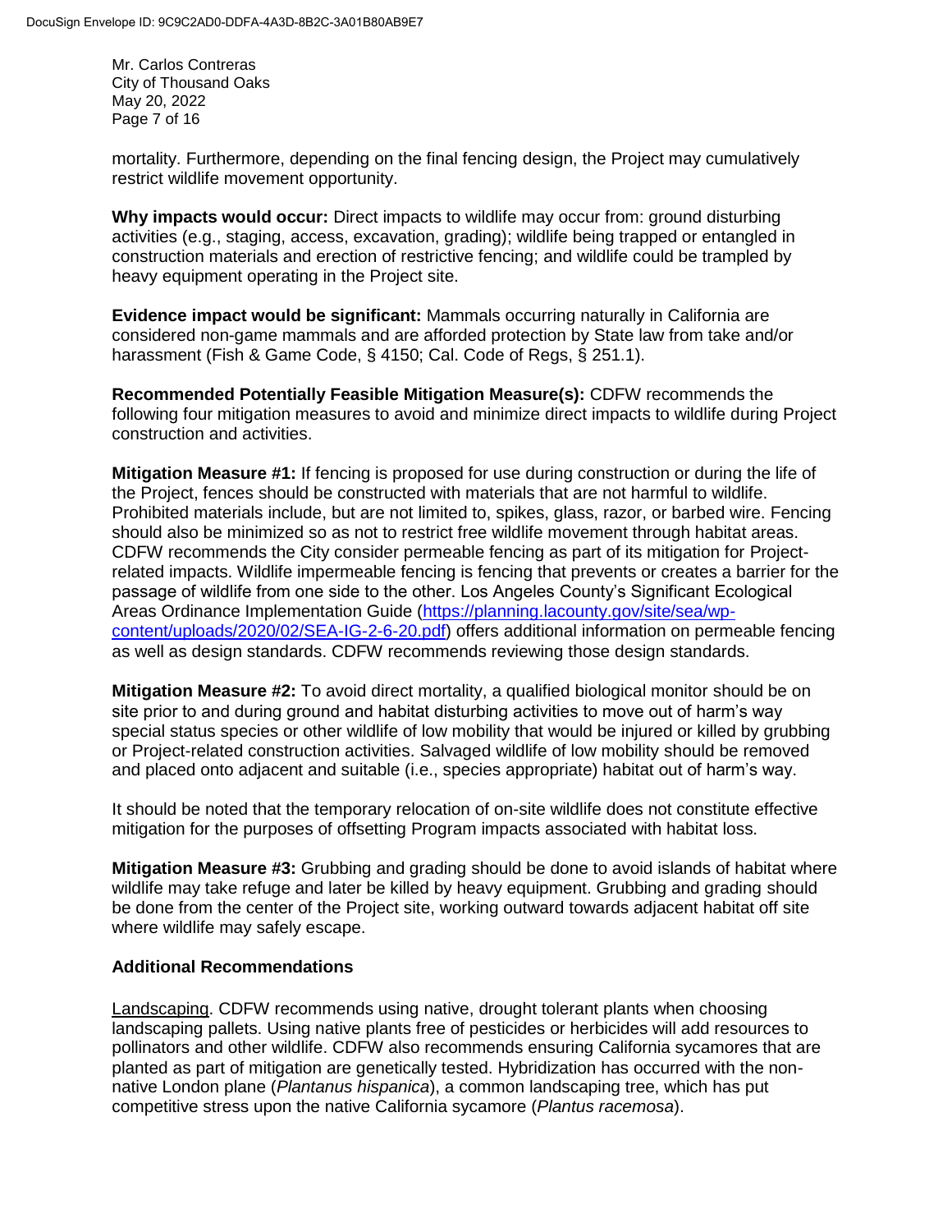mortality. Furthermore, depending on the final fencing design, the Project may cumulatively restrict wildlife movement opportunity.

**Why impacts would occur:** Direct impacts to wildlife may occur from: ground disturbing activities (e.g., staging, access, excavation, grading); wildlife being trapped or entangled in construction materials and erection of restrictive fencing; and wildlife could be trampled by heavy equipment operating in the Project site.

**Evidence impact would be significant:** Mammals occurring naturally in California are considered non-game mammals and are afforded protection by State law from take and/or harassment (Fish & Game Code, § 4150; Cal. Code of Regs, § 251.1).

**Recommended Potentially Feasible Mitigation Measure(s):** CDFW recommends the following four mitigation measures to avoid and minimize direct impacts to wildlife during Project construction and activities.

**Mitigation Measure #1:** If fencing is proposed for use during construction or during the life of the Project, fences should be constructed with materials that are not harmful to wildlife. Prohibited materials include, but are not limited to, spikes, glass, razor, or barbed wire. Fencing should also be minimized so as not to restrict free wildlife movement through habitat areas. CDFW recommends the City consider permeable fencing as part of its mitigation for Project-related impacts. Wildlife impermeable fencing is fencing that prevents or creates a barrier for the passage of wildlife from one side to the other. Los Angeles County's Significant Ecological Areas Ordinance Implementation Guide ([https://planning.lacounty.gov/site/sea/wp-content/uploads/2020/02/SEA-IG-2-6-20.pdf](https://planning.lacounty.gov/site/sea/wp-content/uploads/2020/02/SEA-IG-2-6-20.pdf)) offers additional information on permeable fencing as well as design standards. CDFW recommends reviewing those design standards.

**Mitigation Measure #2:** To avoid direct mortality, a qualified biological monitor should be on site prior to and during ground and habitat disturbing activities to move out of harm's way special status species or other wildlife of low mobility that would be injured or killed by grubbing or Project-related construction activities. Salvaged wildlife of low mobility should be removed and placed onto adjacent and suitable (i.e., species appropriate) habitat out of harm's way.

It should be noted that the temporary relocation of on-site wildlife does not constitute effective mitigation for the purposes of offsetting Program impacts associated with habitat loss.

**Mitigation Measure #3:** Grubbing and grading should be done to avoid islands of habitat where wildlife may take refuge and later be killed by heavy equipment. Grubbing and grading should be done from the center of the Project site, working outward towards adjacent habitat off site where wildlife may safely escape.

**Additional Recommendations**

Landscaping. CDFW recommends using native, drought tolerant plants when choosing landscaping pallets. Using native plants free of pesticides or herbicides will add resources to pollinators and other wildlife. CDFW also recommends ensuring California sycamores that are planted as part of mitigation are genetically tested. Hybridization has occurred with the non-native London plane (*Plantanus hispanica*), a common landscaping tree, which has put competitive stress upon the native California sycamore (*Plantus racemosa*).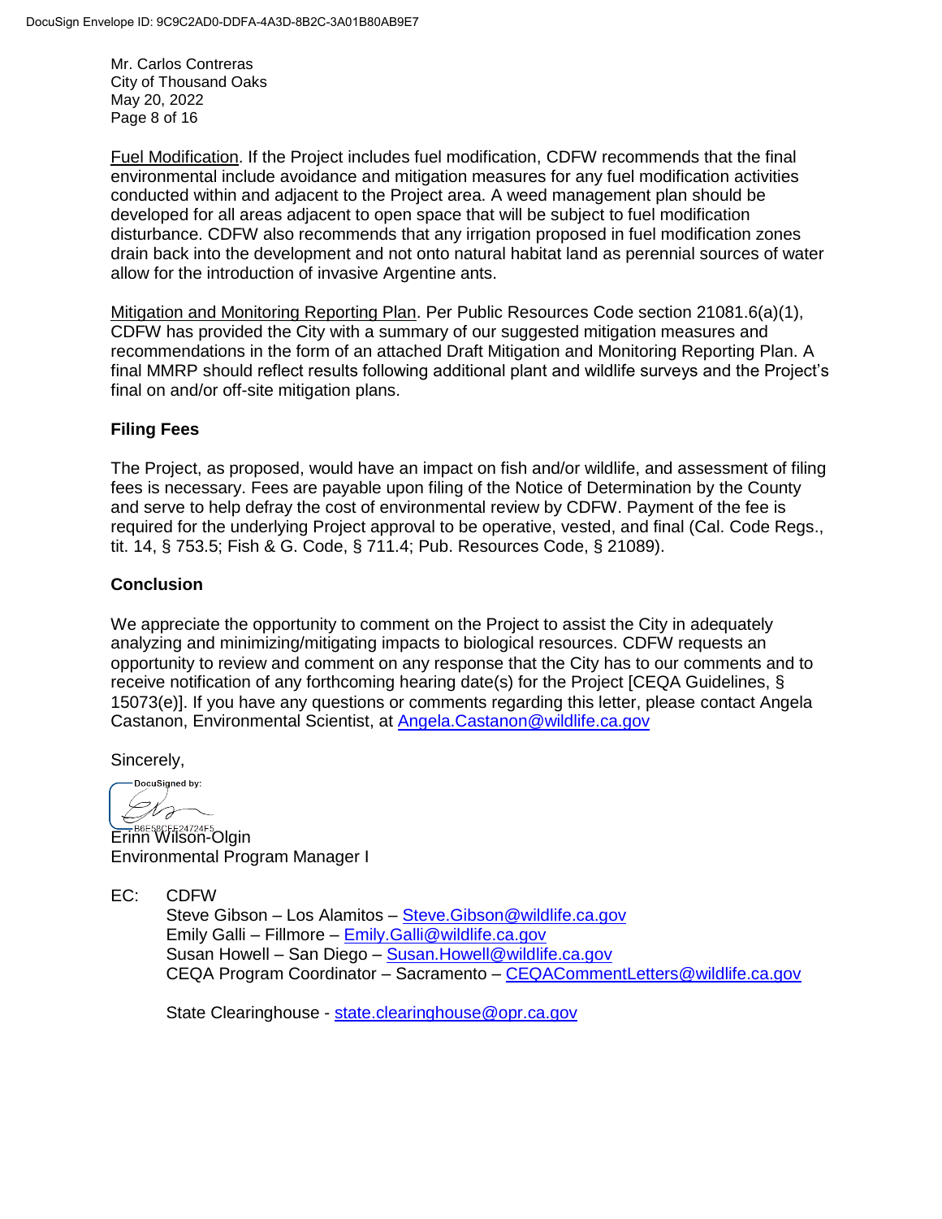Fuel Modification. If the Project includes fuel modification, CDFW recommends that the final environmental include avoidance and mitigation measures for any fuel modification activities conducted within and adjacent to the Project area. A weed management plan should be developed for all areas adjacent to open space that will be subject to fuel modification disturbance. CDFW also recommends that any irrigation proposed in fuel modification zones drain back into the development and not onto natural habitat land as perennial sources of water allow for the introduction of invasive Argentine ants.

Mitigation and Monitoring Reporting Plan. Per Public Resources Code section 21081.6(a)(1), CDFW has provided the City with a summary of our suggested mitigation measures and recommendations in the form of an attached Draft Mitigation and Monitoring Reporting Plan. A final MMRP should reflect results following additional plant and wildlife surveys and the Project's final on and/or off-site mitigation plans.

## Filing Fees

The Project, as proposed, would have an impact on fish and/or wildlife, and assessment of filing fees is necessary. Fees are payable upon filing of the Notice of Determination by the County and serve to help defray the cost of environmental review by CDFW. Payment of the fee is required for the underlying Project approval to be operative, vested, and final (Cal. Code Regs., tit. 14, § 753.5; Fish & G. Code, § 711.4; Pub. Resources Code, § 21089).

## Conclusion

We appreciate the opportunity to comment on the Project to assist the City in adequately analyzing and minimizing/mitigating impacts to biological resources. CDFW requests an opportunity to review and comment on any response that the City has to our comments and to receive notification of any forthcoming hearing date(s) for the Project [CEQA Guidelines, § 15073(e)]. If you have any questions or comments regarding this letter, please contact Angela Castanon, Environmental Scientist, at Angela.Castanon@wildlife.ca.gov

Sincerely,

DocuSigned by:
B6E58CFE24724F5

Erinn Wilson-Olgin
Environmental Program Manager I

EC: CDFW
Steve Gibson – Los Alamitos – Steve.Gibson@wildlife.ca.gov
Emily Galli – Fillmore – Emily.Galli@wildlife.ca.gov
Susan Howell – San Diego – Susan.Howell@wildlife.ca.gov
CEQA Program Coordinator – Sacramento – CEQACommentLetters@wildlife.ca.gov

State Clearinghouse - state.clearinghouse@opr.ca.gov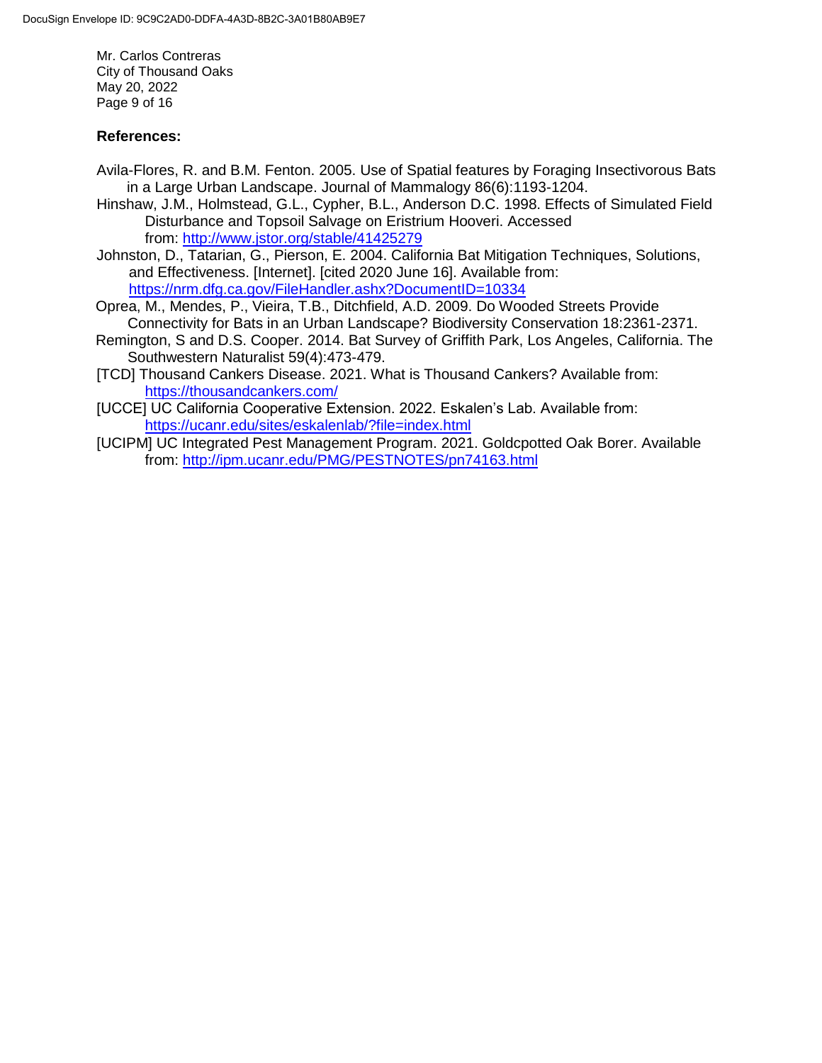**References:**

Avila-Flores, R. and B.M. Fenton. 2005. Use of Spatial features by Foraging Insectivorous Bats in a Large Urban Landscape. Journal of Mammalogy 86(6):1193-1204.

Hinshaw, J.M., Holmstead, G.L., Cypher, B.L., Anderson D.C. 1998. Effects of Simulated Field Disturbance and Topsoil Salvage on Eristrium Hooveri. Accessed from: http://www.jstor.org/stable/41425279

Johnston, D., Tatarian, G., Pierson, E. 2004. California Bat Mitigation Techniques, Solutions, and Effectiveness. [Internet]. [cited 2020 June 16]. Available from: https://nrm.dfg.ca.gov/FileHandler.ashx?DocumentID=10334

Oprea, M., Mendes, P., Vieira, T.B., Ditchfield, A.D. 2009. Do Wooded Streets Provide Connectivity for Bats in an Urban Landscape? Biodiversity Conservation 18:2361-2371.

Remington, S and D.S. Cooper. 2014. Bat Survey of Griffith Park, Los Angeles, California. The Southwestern Naturalist 59(4):473-479.

[TCD] Thousand Cankers Disease. 2021. What is Thousand Cankers? Available from: https://thousandcankers.com/

[UCCE] UC California Cooperative Extension. 2022. Eskalen's Lab. Available from: https://ucanr.edu/sites/eskalenlab/?file=index.html

[UCIPM] UC Integrated Pest Management Program. 2021. Goldcpotted Oak Borer. Available from: http://ipm.ucanr.edu/PMG/PESTNOTES/pn74163.html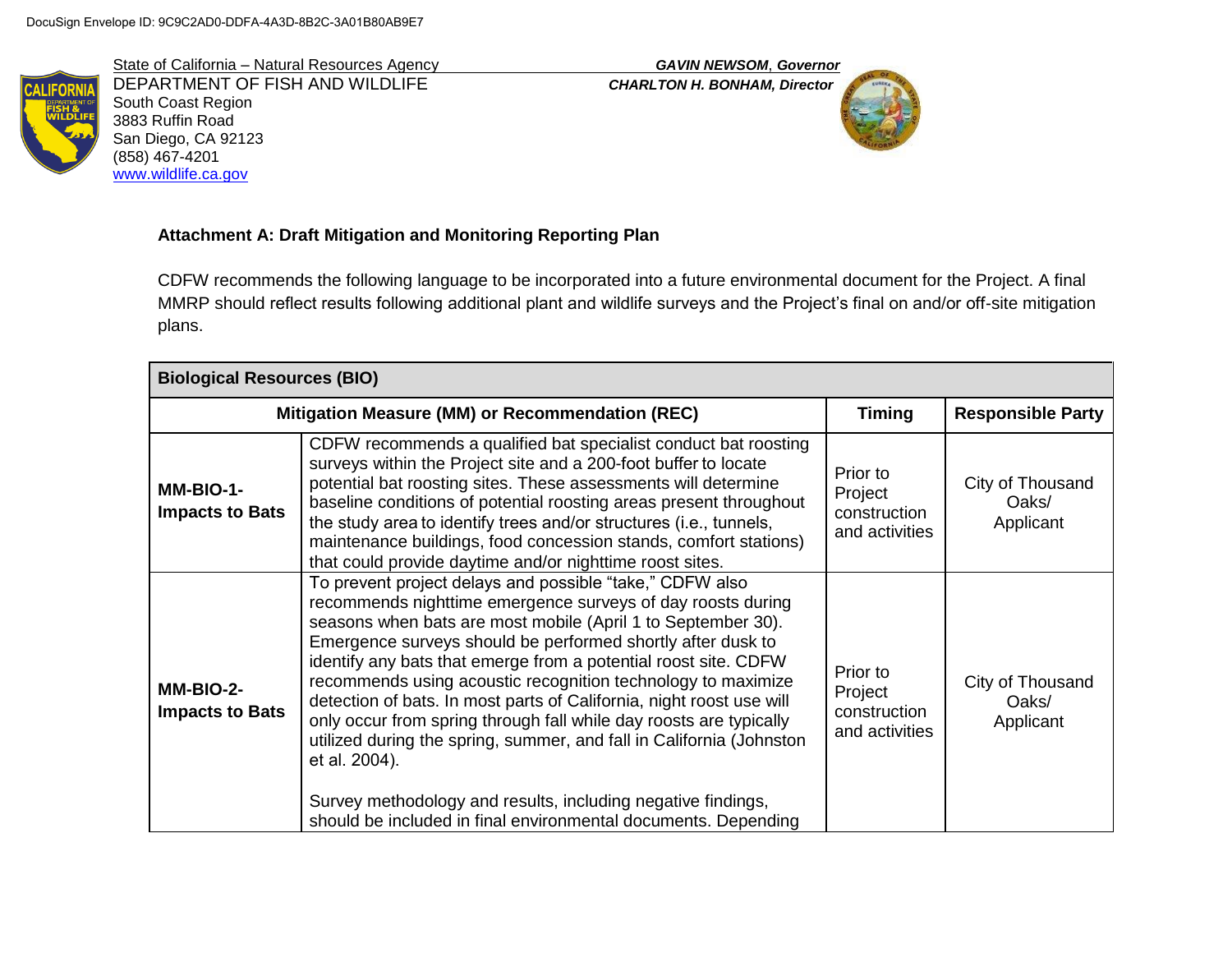DocuSign Envelope ID: 9C9C2AD0-DDFA-4A3D-8B2C-3A01B80AB9E7

State of California – Natural Resources Agency
DEPARTMENT OF FISH AND WILDLIFE
South Coast Region
3883 Ruffin Road
San Diego, CA 92123
(858) 467-4201
www.wildlife.ca.gov

***GAVIN NEWSOM*, *Governor***
***CHARLTON H. BONHAM, Director***

**Attachment A: Draft Mitigation and Monitoring Reporting Plan**

CDFW recommends the following language to be incorporated into a future environmental document for the Project. A final MMRP should reflect results following additional plant and wildlife surveys and the Project's final on and/or off-site mitigation plans.

| **Biological Resources (BIO)** | | | |
|---|---|---|---|
| **Mitigation Measure (MM) or Recommendation (REC)** | | **Timing** | **Responsible Party** |
| **MM-BIO-1- Impacts to Bats** | CDFW recommends a qualified bat specialist conduct bat roosting surveys within the Project site and a 200-foot buffer to locate potential bat roosting sites. These assessments will determine baseline conditions of potential roosting areas present throughout the study area to identify trees and/or structures (i.e., tunnels, maintenance buildings, food concession stands, comfort stations) that could provide daytime and/or nighttime roost sites. | Prior to Project construction and activities | City of Thousand Oaks/ Applicant |
| **MM-BIO-2- Impacts to Bats** | To prevent project delays and possible "take," CDFW also recommends nighttime emergence surveys of day roosts during seasons when bats are most mobile (April 1 to September 30). Emergence surveys should be performed shortly after dusk to identify any bats that emerge from a potential roost site. CDFW recommends using acoustic recognition technology to maximize detection of bats. In most parts of California, night roost use will only occur from spring through fall while day roosts are typically utilized during the spring, summer, and fall in California (Johnston et al. 2004).<br><br>Survey methodology and results, including negative findings, should be included in final environmental documents. Depending | Prior to Project construction and activities | City of Thousand Oaks/ Applicant |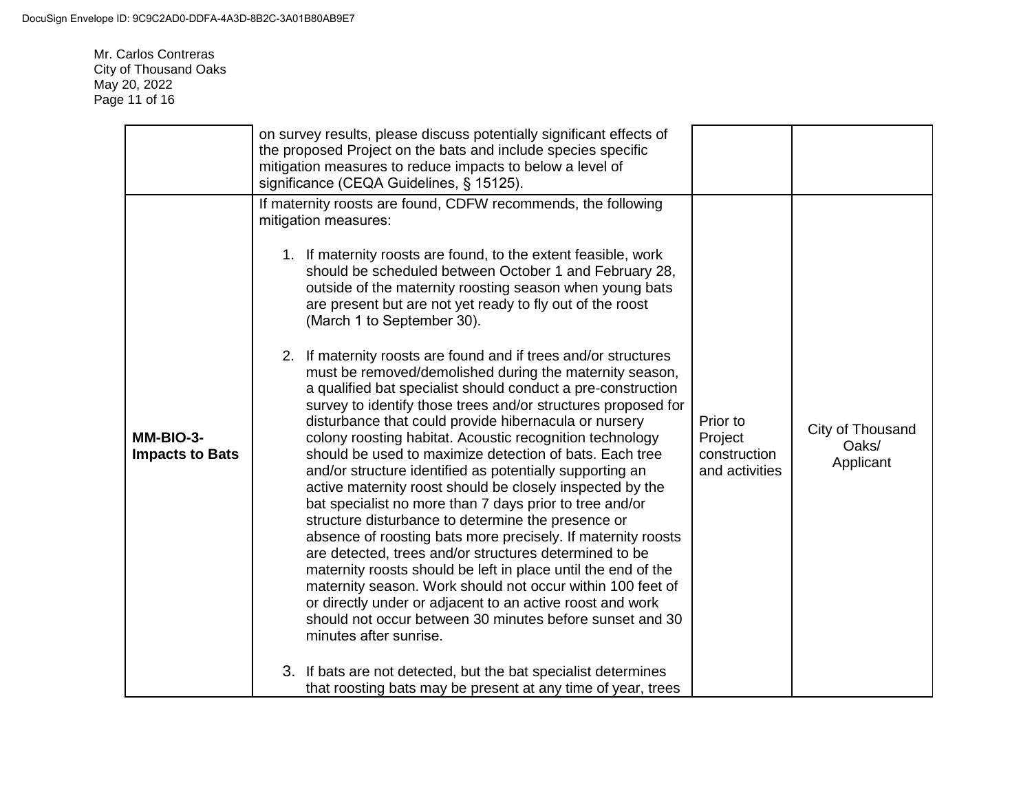DocuSign Envelope ID: 9C9C2AD0-DDFA-4A3D-8B2C-3A01B80AB9E7

Mr. Carlos Contreras
City of Thousand Oaks
May 20, 2022

| | | | |
|---|---|---|---|
| | on survey results, please discuss potentially significant effects of the proposed Project on the bats and include species specific mitigation measures to reduce impacts to below a level of significance (CEQA Guidelines, § 15125). | | |
| **MM-BIO-3-Impacts to Bats** | If maternity roosts are found, CDFW recommends, the following mitigation measures:<br><br>1. If maternity roosts are found, to the extent feasible, work should be scheduled between October 1 and February 28, outside of the maternity roosting season when young bats are present but are not yet ready to fly out of the roost (March 1 to September 30).<br><br>2. If maternity roosts are found and if trees and/or structures must be removed/demolished during the maternity season, a qualified bat specialist should conduct a pre-construction survey to identify those trees and/or structures proposed for disturbance that could provide hibernacula or nursery colony roosting habitat. Acoustic recognition technology should be used to maximize detection of bats. Each tree and/or structure identified as potentially supporting an active maternity roost should be closely inspected by the bat specialist no more than 7 days prior to tree and/or structure disturbance to determine the presence or absence of roosting bats more precisely. If maternity roosts are detected, trees and/or structures determined to be maternity roosts should be left in place until the end of the maternity season. Work should not occur within 100 feet of or directly under or adjacent to an active roost and work should not occur between 30 minutes before sunset and 30 minutes after sunrise.<br><br>3. If bats are not detected, but the bat specialist determines that roosting bats may be present at any time of year, trees | Prior to Project construction and activities | City of Thousand Oaks/ Applicant |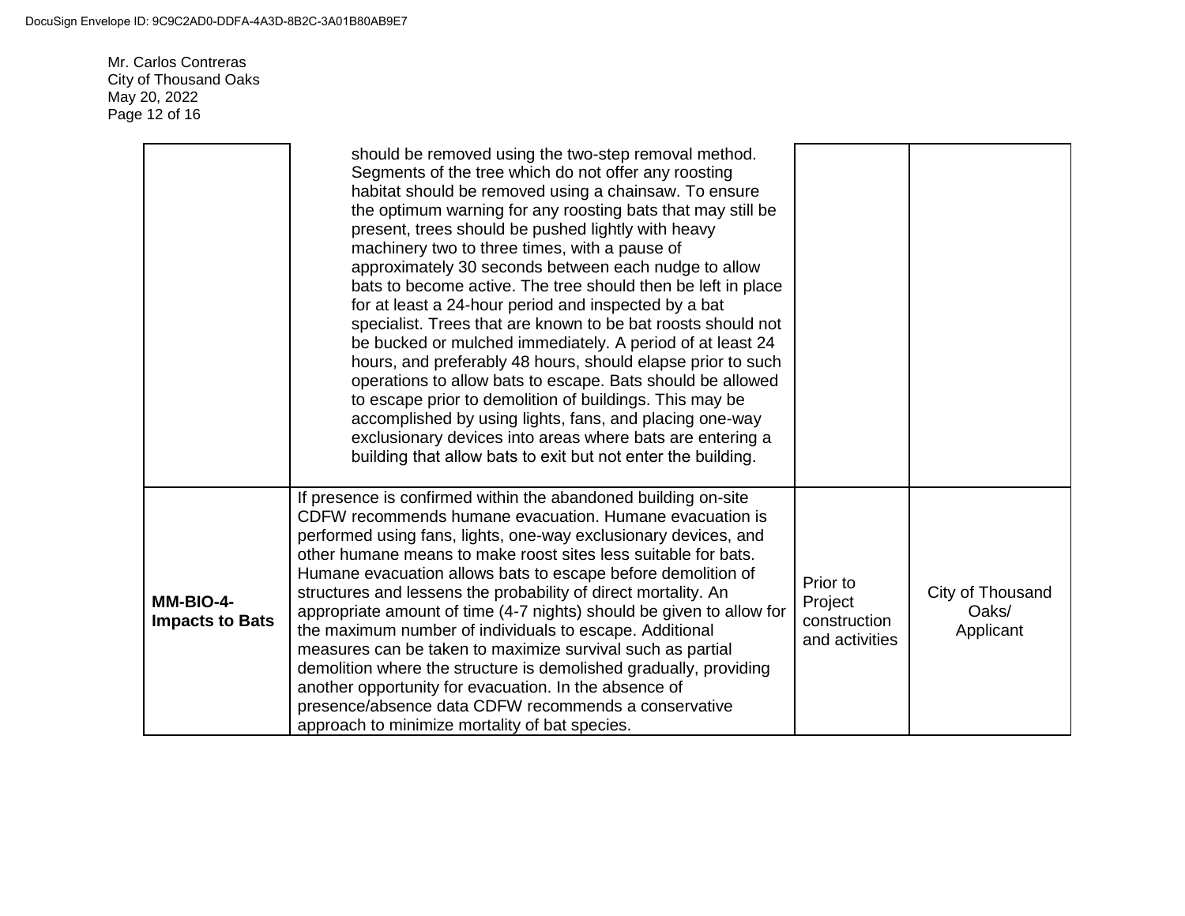| | | | |
|---|---|---|---|
| | should be removed using the two-step removal method. Segments of the tree which do not offer any roosting habitat should be removed using a chainsaw. To ensure the optimum warning for any roosting bats that may still be present, trees should be pushed lightly with heavy machinery two to three times, with a pause of approximately 30 seconds between each nudge to allow bats to become active. The tree should then be left in place for at least a 24-hour period and inspected by a bat specialist. Trees that are known to be bat roosts should not be bucked or mulched immediately. A period of at least 24 hours, and preferably 48 hours, should elapse prior to such operations to allow bats to escape. Bats should be allowed to escape prior to demolition of buildings. This may be accomplished by using lights, fans, and placing one-way exclusionary devices into areas where bats are entering a building that allow bats to exit but not enter the building. | | |
| **MM-BIO-4-Impacts to Bats** | If presence is confirmed within the abandoned building on-site CDFW recommends humane evacuation. Humane evacuation is performed using fans, lights, one-way exclusionary devices, and other humane means to make roost sites less suitable for bats. Humane evacuation allows bats to escape before demolition of structures and lessens the probability of direct mortality. An appropriate amount of time (4-7 nights) should be given to allow for the maximum number of individuals to escape. Additional measures can be taken to maximize survival such as partial demolition where the structure is demolished gradually, providing another opportunity for evacuation. In the absence of presence/absence data CDFW recommends a conservative approach to minimize mortality of bat species. | Prior to Project construction and activities | City of Thousand Oaks/ Applicant |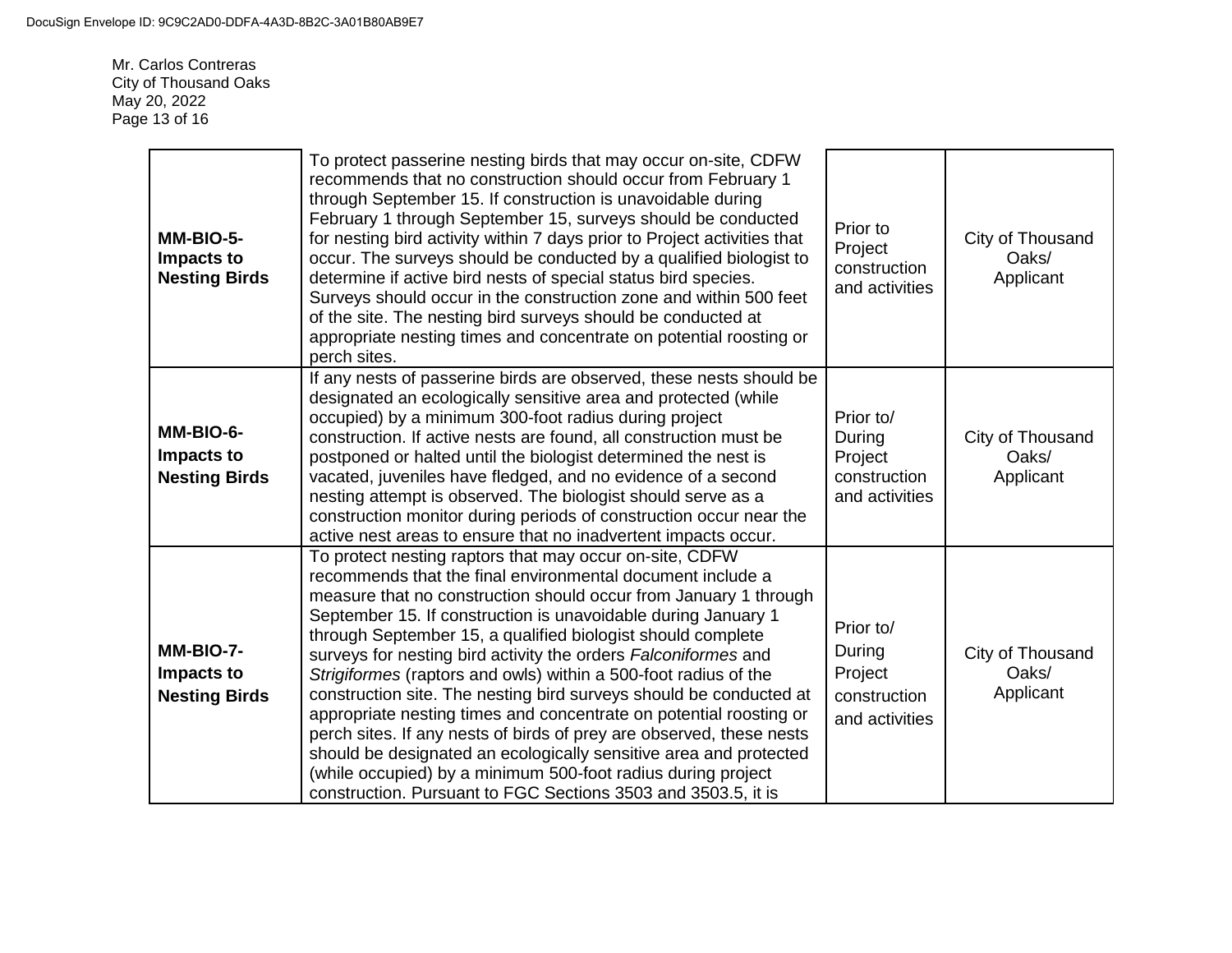| **MM-BIO-5- Impacts to Nesting Birds** | To protect passerine nesting birds that may occur on-site, CDFW recommends that no construction should occur from February 1 through September 15. If construction is unavoidable during February 1 through September 15, surveys should be conducted for nesting bird activity within 7 days prior to Project activities that occur. The surveys should be conducted by a qualified biologist to determine if active bird nests of special status bird species. Surveys should occur in the construction zone and within 500 feet of the site. The nesting bird surveys should be conducted at appropriate nesting times and concentrate on potential roosting or perch sites. | Prior to Project construction and activities | City of Thousand Oaks/ Applicant |
|---|---|---|---|
| **MM-BIO-6- Impacts to Nesting Birds** | If any nests of passerine birds are observed, these nests should be designated an ecologically sensitive area and protected (while occupied) by a minimum 300-foot radius during project construction. If active nests are found, all construction must be postponed or halted until the biologist determined the nest is vacated, juveniles have fledged, and no evidence of a second nesting attempt is observed. The biologist should serve as a construction monitor during periods of construction occur near the active nest areas to ensure that no inadvertent impacts occur. | Prior to/ During Project construction and activities | City of Thousand Oaks/ Applicant |
| **MM-BIO-7- Impacts to Nesting Birds** | To protect nesting raptors that may occur on-site, CDFW recommends that the final environmental document include a measure that no construction should occur from January 1 through September 15. If construction is unavoidable during January 1 through September 15, a qualified biologist should complete surveys for nesting bird activity the orders *Falconiformes* and *Strigiformes* (raptors and owls) within a 500-foot radius of the construction site. The nesting bird surveys should be conducted at appropriate nesting times and concentrate on potential roosting or perch sites. If any nests of birds of prey are observed, these nests should be designated an ecologically sensitive area and protected (while occupied) by a minimum 500-foot radius during project construction. Pursuant to FGC Sections 3503 and 3503.5, it is | Prior to/ During Project construction and activities | City of Thousand Oaks/ Applicant |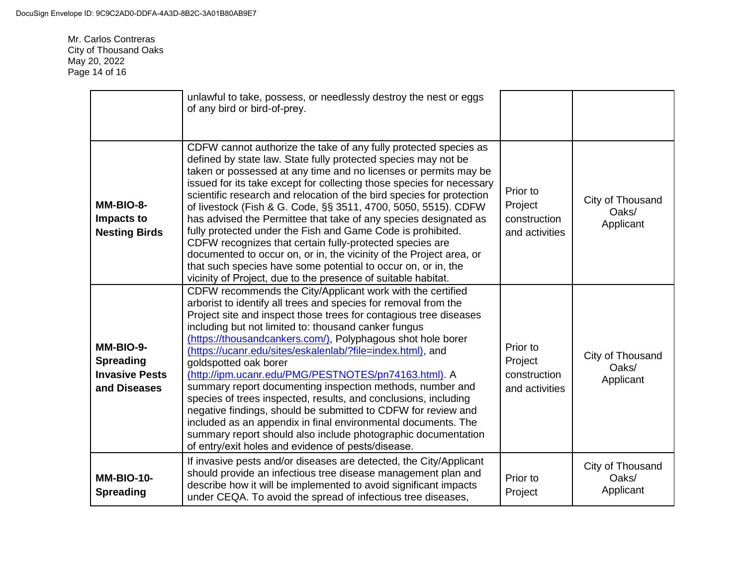| | | | |
|---|---|---|---|
| | unlawful to take, possess, or needlessly destroy the nest or eggs of any bird or bird-of-prey. | | |
| **MM-BIO-8- Impacts to Nesting Birds** | CDFW cannot authorize the take of any fully protected species as defined by state law. State fully protected species may not be taken or possessed at any time and no licenses or permits may be issued for its take except for collecting those species for necessary scientific research and relocation of the bird species for protection of livestock (Fish & G. Code, §§ 3511, 4700, 5050, 5515). CDFW has advised the Permittee that take of any species designated as fully protected under the Fish and Game Code is prohibited. CDFW recognizes that certain fully-protected species are documented to occur on, or in, the vicinity of the Project area, or that such species have some potential to occur on, or in, the vicinity of Project, due to the presence of suitable habitat. | Prior to Project construction and activities | City of Thousand Oaks/ Applicant |
| **MM-BIO-9- Spreading Invasive Pests and Diseases** | CDFW recommends the City/Applicant work with the certified arborist to identify all trees and species for removal from the Project site and inspect those trees for contagious tree diseases including but not limited to: thousand canker fungus (https://thousandcankers.com/), Polyphagous shot hole borer (https://ucanr.edu/sites/eskalenlab/?file=index.html), and goldspotted oak borer (http://ipm.ucanr.edu/PMG/PESTNOTES/pn74163.html). A summary report documenting inspection methods, number and species of trees inspected, results, and conclusions, including negative findings, should be submitted to CDFW for review and included as an appendix in final environmental documents. The summary report should also include photographic documentation of entry/exit holes and evidence of pests/disease. | Prior to Project construction and activities | City of Thousand Oaks/ Applicant |
| **MM-BIO-10- Spreading** | If invasive pests and/or diseases are detected, the City/Applicant should provide an infectious tree disease management plan and describe how it will be implemented to avoid significant impacts under CEQA. To avoid the spread of infectious tree diseases, | Prior to Project | City of Thousand Oaks/ Applicant |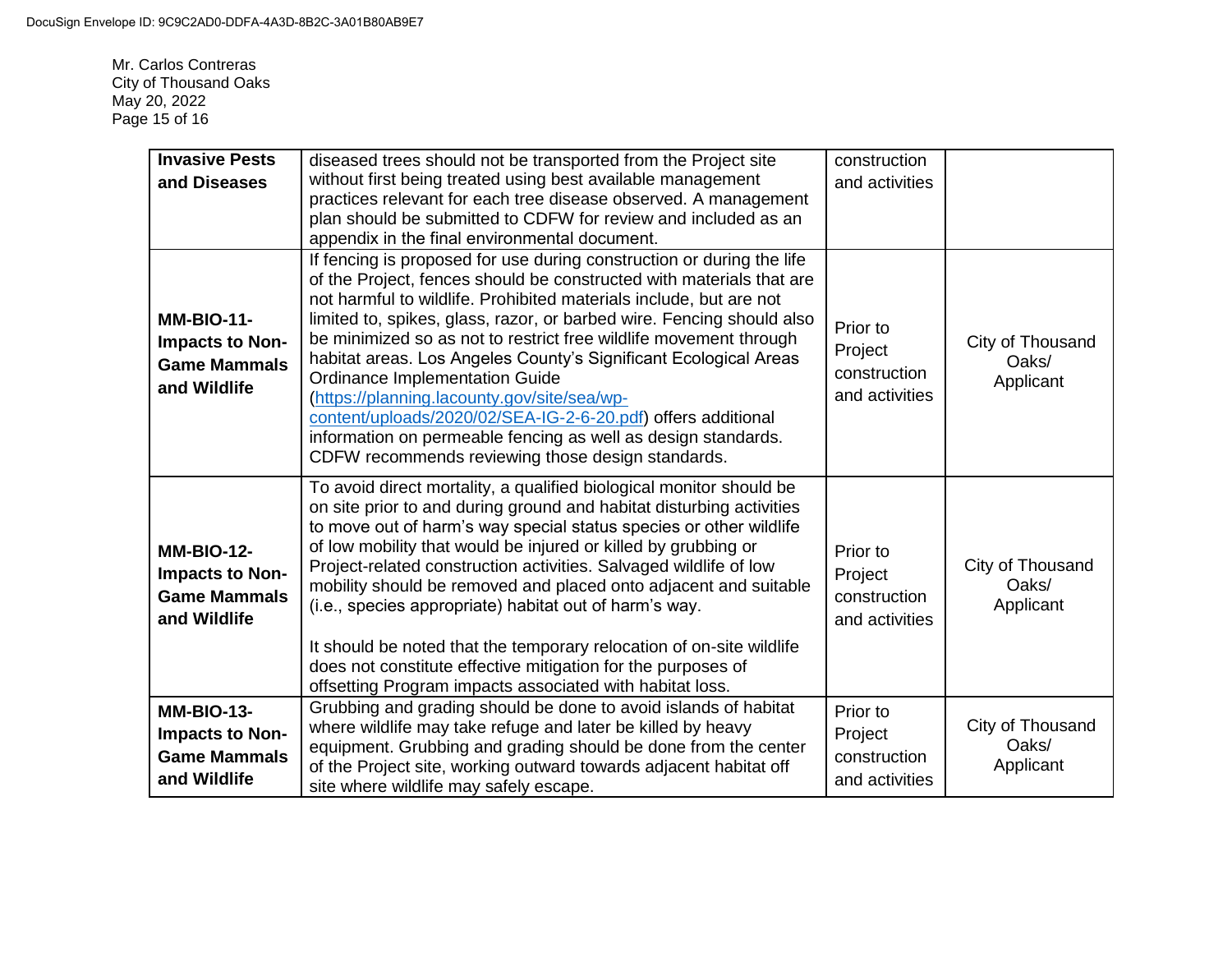| **Invasive Pests and Diseases** | diseased trees should not be transported from the Project site without first being treated using best available management practices relevant for each tree disease observed. A management plan should be submitted to CDFW for review and included as an appendix in the final environmental document. | construction and activities | |
|---|---|---|---|
| **MM-BIO-11-Impacts to Non-Game Mammals and Wildlife** | If fencing is proposed for use during construction or during the life of the Project, fences should be constructed with materials that are not harmful to wildlife. Prohibited materials include, but are not limited to, spikes, glass, razor, or barbed wire. Fencing should also be minimized so as not to restrict free wildlife movement through habitat areas. Los Angeles County's Significant Ecological Areas Ordinance Implementation Guide ([https://planning.lacounty.gov/site/sea/wp-content/uploads/2020/02/SEA-IG-2-6-20.pdf](https://planning.lacounty.gov/site/sea/wp-content/uploads/2020/02/SEA-IG-2-6-20.pdf)) offers additional information on permeable fencing as well as design standards. CDFW recommends reviewing those design standards. | Prior to Project construction and activities | City of Thousand Oaks/ Applicant |
| **MM-BIO-12-Impacts to Non-Game Mammals and Wildlife** | To avoid direct mortality, a qualified biological monitor should be on site prior to and during ground and habitat disturbing activities to move out of harm's way special status species or other wildlife of low mobility that would be injured or killed by grubbing or Project-related construction activities. Salvaged wildlife of low mobility should be removed and placed onto adjacent and suitable (i.e., species appropriate) habitat out of harm's way.<br><br>It should be noted that the temporary relocation of on-site wildlife does not constitute effective mitigation for the purposes of offsetting Program impacts associated with habitat loss. | Prior to Project construction and activities | City of Thousand Oaks/ Applicant |
| **MM-BIO-13-Impacts to Non-Game Mammals and Wildlife** | Grubbing and grading should be done to avoid islands of habitat where wildlife may take refuge and later be killed by heavy equipment. Grubbing and grading should be done from the center of the Project site, working outward towards adjacent habitat off site where wildlife may safely escape. | Prior to Project construction and activities | City of Thousand Oaks/ Applicant |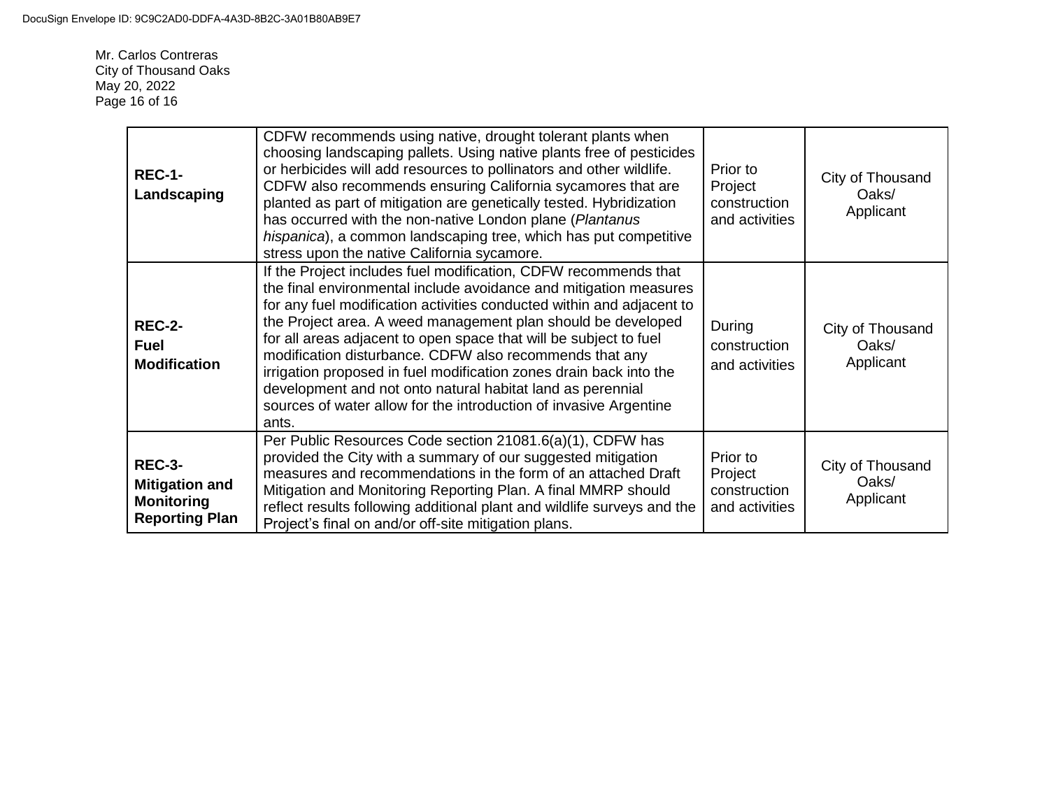| | | | |
|---|---|---|---|
| **REC-1- Landscaping** | CDFW recommends using native, drought tolerant plants when choosing landscaping pallets. Using native plants free of pesticides or herbicides will add resources to pollinators and other wildlife. CDFW also recommends ensuring California sycamores that are planted as part of mitigation are genetically tested. Hybridization has occurred with the non-native London plane (*Plantanus hispanica*), a common landscaping tree, which has put competitive stress upon the native California sycamore. | Prior to Project construction and activities | City of Thousand Oaks/ Applicant |
| **REC-2- Fuel Modification** | If the Project includes fuel modification, CDFW recommends that the final environmental include avoidance and mitigation measures for any fuel modification activities conducted within and adjacent to the Project area. A weed management plan should be developed for all areas adjacent to open space that will be subject to fuel modification disturbance. CDFW also recommends that any irrigation proposed in fuel modification zones drain back into the development and not onto natural habitat land as perennial sources of water allow for the introduction of invasive Argentine ants. | During construction and activities | City of Thousand Oaks/ Applicant |
| **REC-3- Mitigation and Monitoring Reporting Plan** | Per Public Resources Code section 21081.6(a)(1), CDFW has provided the City with a summary of our suggested mitigation measures and recommendations in the form of an attached Draft Mitigation and Monitoring Reporting Plan. A final MMRP should reflect results following additional plant and wildlife surveys and the Project's final on and/or off-site mitigation plans. | Prior to Project construction and activities | City of Thousand Oaks/ Applicant |